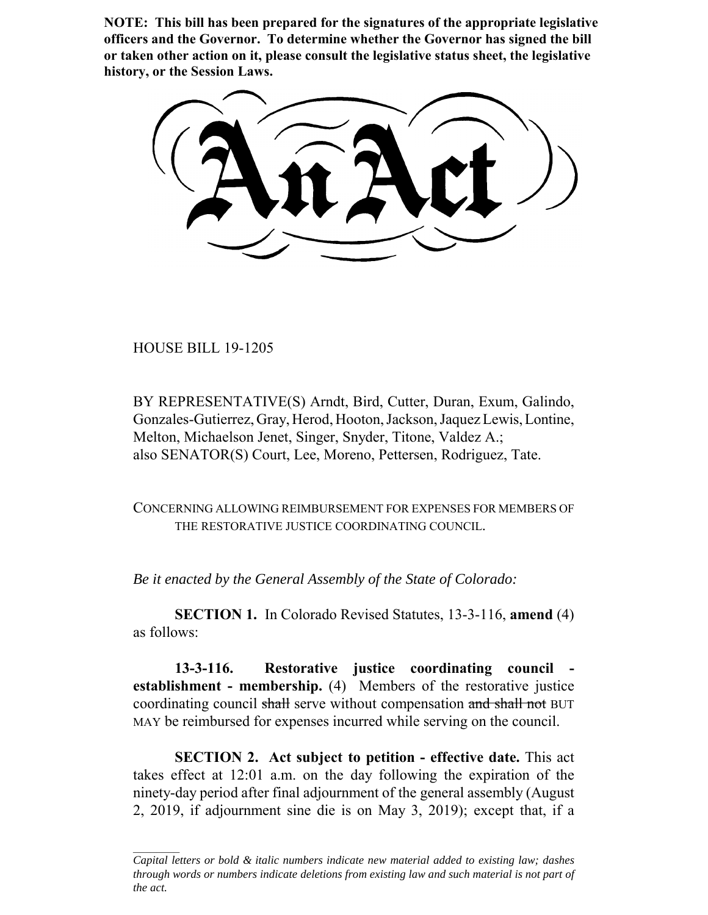**NOTE: This bill has been prepared for the signatures of the appropriate legislative officers and the Governor. To determine whether the Governor has signed the bill or taken other action on it, please consult the legislative status sheet, the legislative history, or the Session Laws.**

# An Act

HOUSE BILL 19-1205

BY REPRESENTATIVE(S) Arndt, Bird, Cutter, Duran, Exum, Galindo, Gonzales-Gutierrez, Gray, Herod, Hooton, Jackson, Jaquez Lewis, Lontine, Melton, Michaelson Jenet, Singer, Snyder, Titone, Valdez A.;
also SENATOR(S) Court, Lee, Moreno, Pettersen, Rodriguez, Tate.

CONCERNING ALLOWING REIMBURSEMENT FOR EXPENSES FOR MEMBERS OF THE RESTORATIVE JUSTICE COORDINATING COUNCIL.

*Be it enacted by the General Assembly of the State of Colorado:*

**SECTION 1.** In Colorado Revised Statutes, 13-3-116, **amend** (4) as follows:

**13-3-116. Restorative justice coordinating council - establishment - membership.** (4) Members of the restorative justice coordinating council ~~shall~~ serve without compensation ~~and shall not~~ BUT MAY be reimbursed for expenses incurred while serving on the council.

**SECTION 2. Act subject to petition - effective date.** This act takes effect at 12:01 a.m. on the day following the expiration of the ninety-day period after final adjournment of the general assembly (August 2, 2019, if adjournment sine die is on May 3, 2019); except that, if a

*Capital letters or bold & italic numbers indicate new material added to existing law; dashes through words or numbers indicate deletions from existing law and such material is not part of the act.*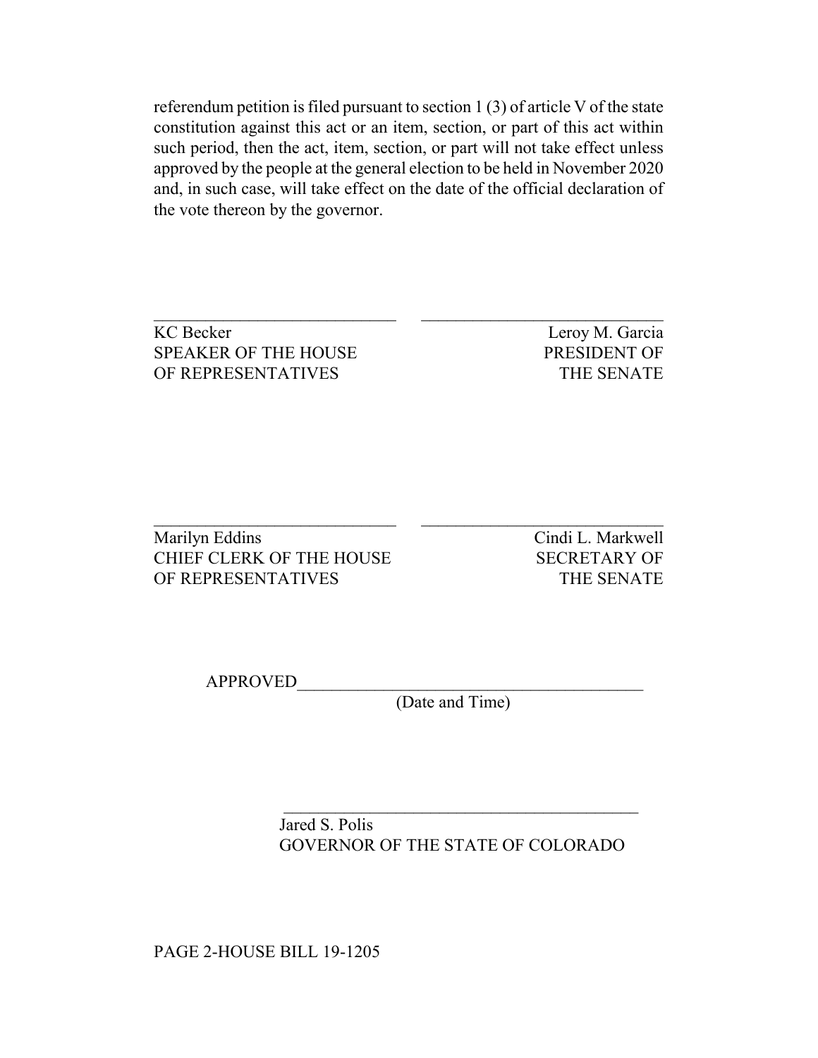referendum petition is filed pursuant to section 1 (3) of article V of the state constitution against this act or an item, section, or part of this act within such period, then the act, item, section, or part will not take effect unless approved by the people at the general election to be held in November 2020 and, in such case, will take effect on the date of the official declaration of the vote thereon by the governor.

____________________________
KC Becker
SPEAKER OF THE HOUSE
OF REPRESENTATIVES

____________________________
Leroy M. Garcia
PRESIDENT OF
THE SENATE

____________________________
Marilyn Eddins
CHIEF CLERK OF THE HOUSE
OF REPRESENTATIVES

____________________________
Cindi L. Markwell
SECRETARY OF
THE SENATE

APPROVED________________________________________
(Date and Time)

_________________________________________
Jared S. Polis
GOVERNOR OF THE STATE OF COLORADO

PAGE 2-HOUSE BILL 19-1205